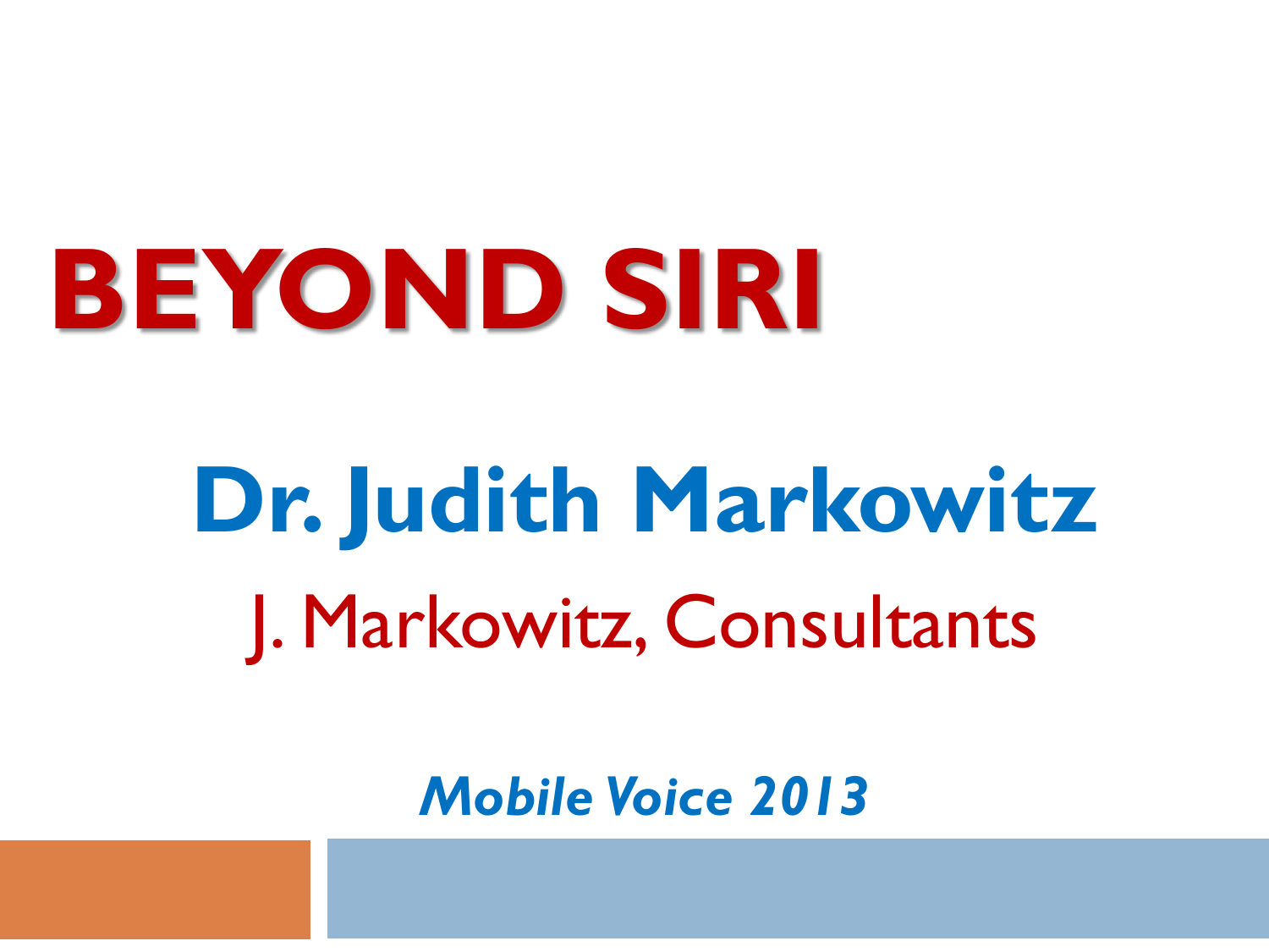# BEYOND SIRI

## Dr. Judith Markowitz

J. Markowitz, Consultants

***Mobile Voice 2013***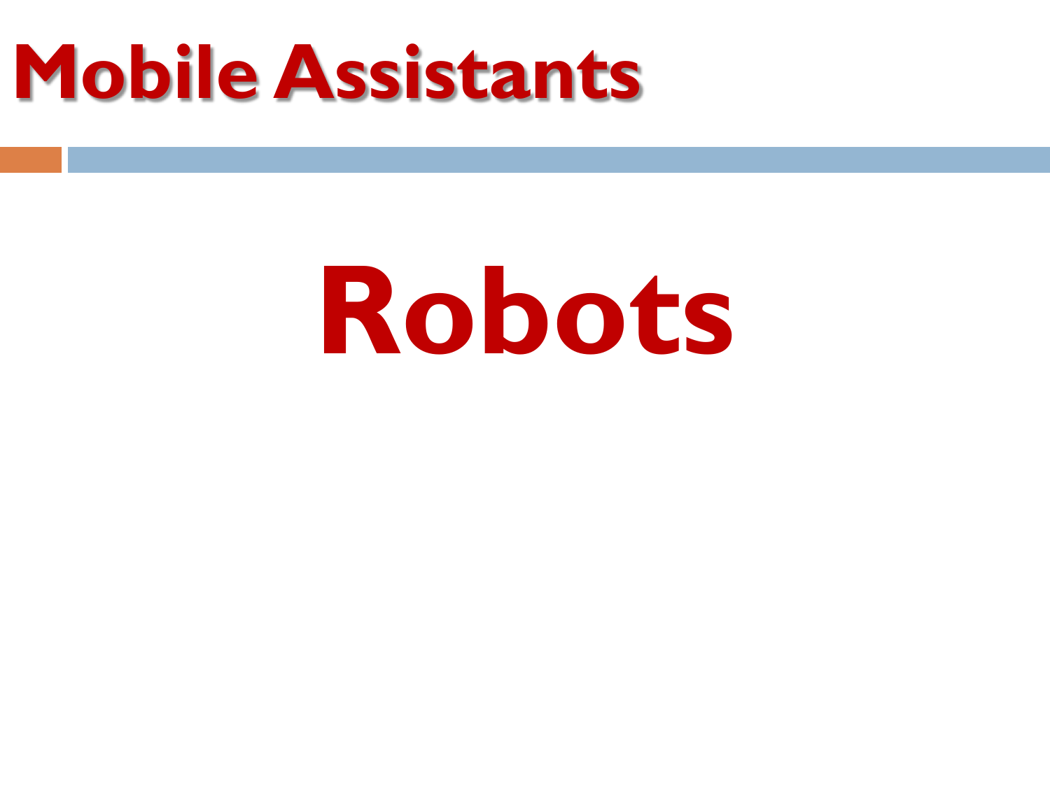# Mobile Assistants

## Robots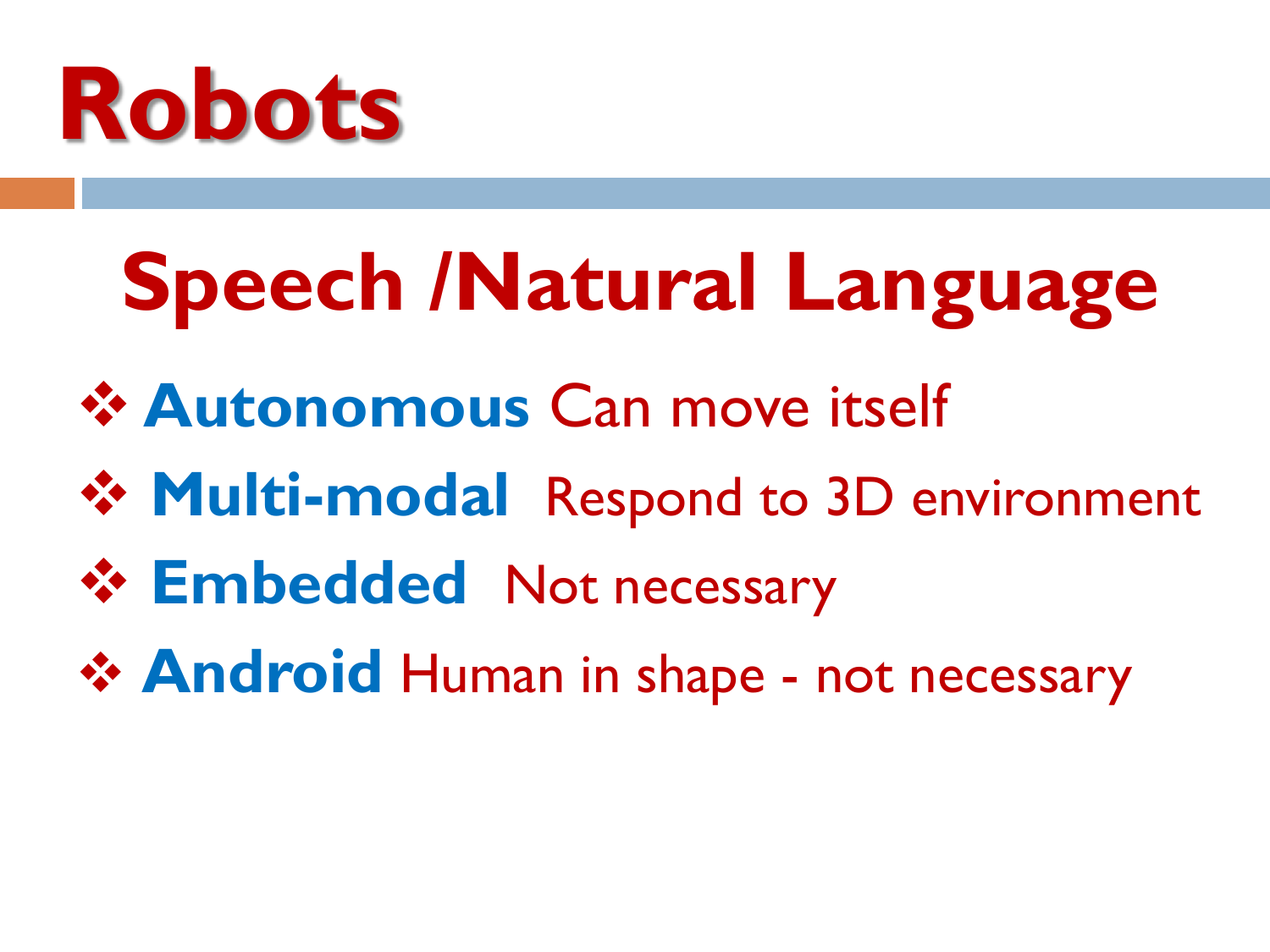# Robots

## Speech /Natural Language

- **Autonomous** Can move itself
- **Multi-modal** Respond to 3D environment
- **Embedded** Not necessary
- **Android** Human in shape - not necessary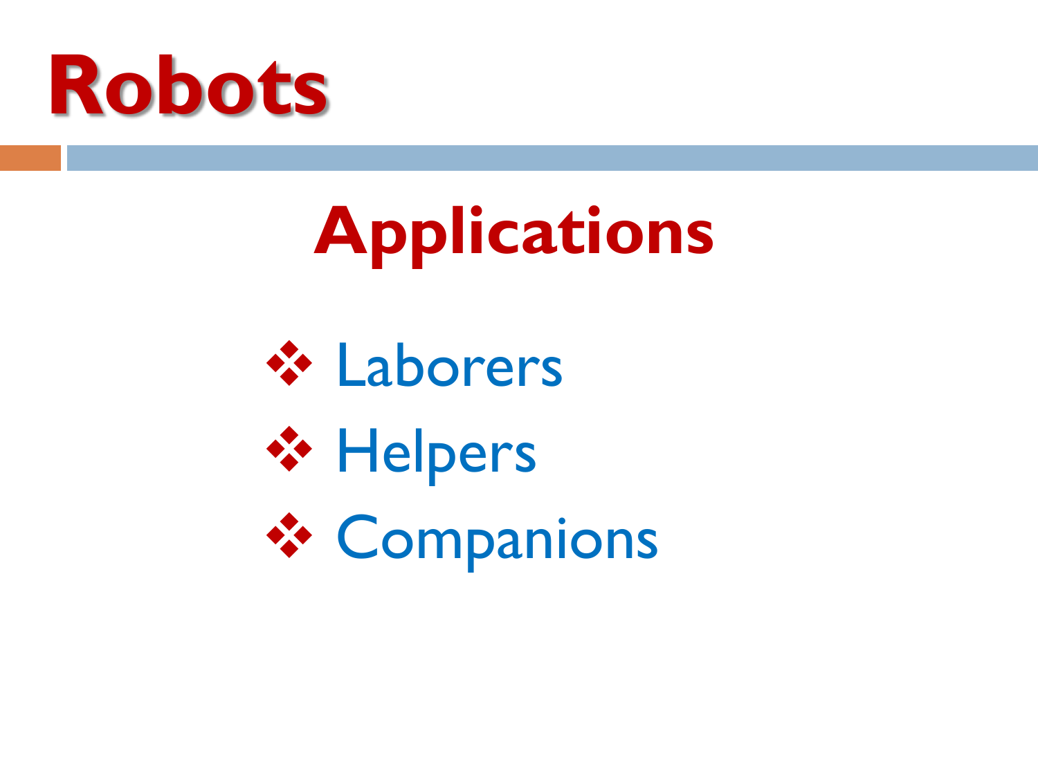# Robots

## Applications

- Laborers
- Helpers
- Companions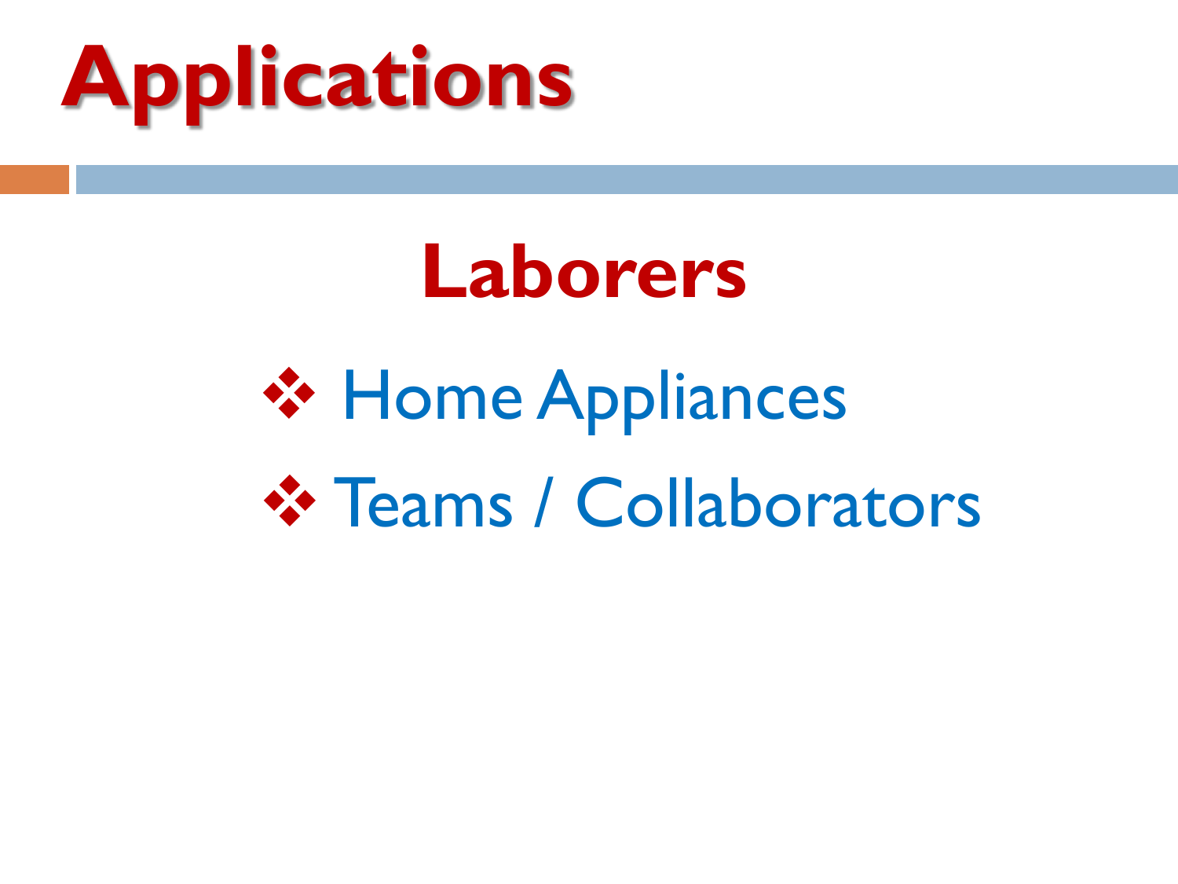# Applications

## Laborers

- Home Appliances
- Teams / Collaborators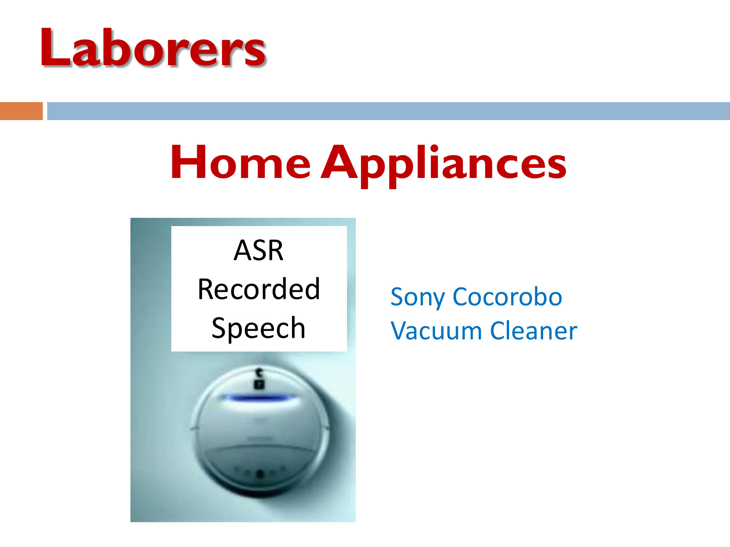# Laborers

## Home Appliances

ASR
Recorded
Speech

Sony Cocorobo
Vacuum Cleaner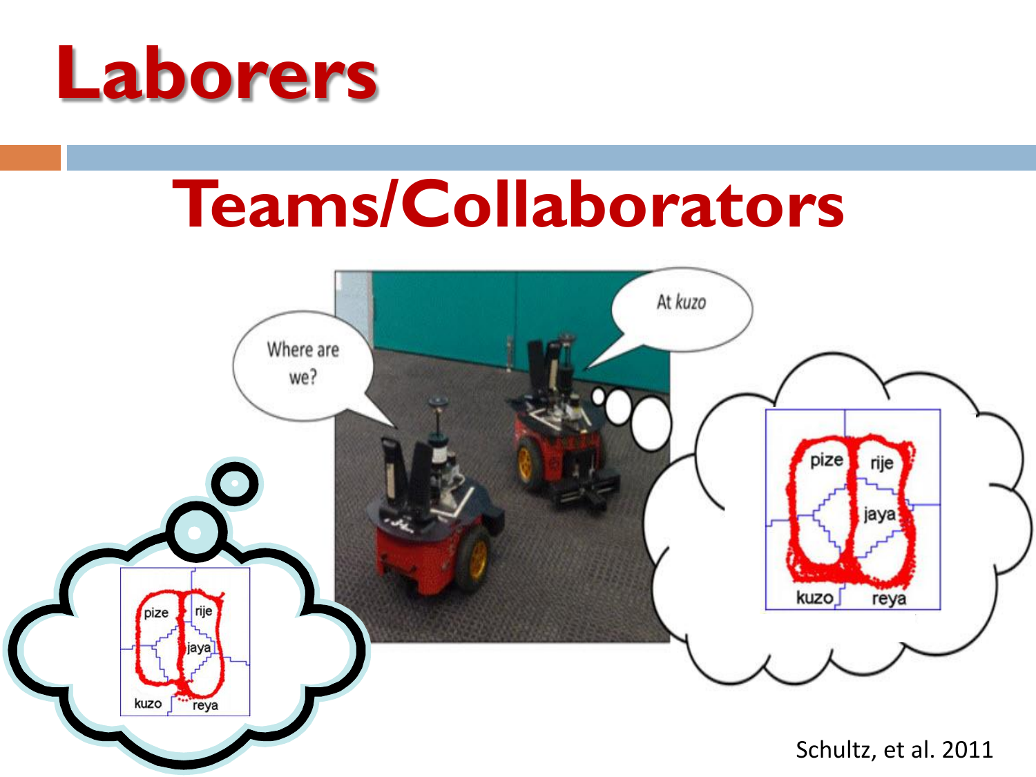# Laborers

## Teams/Collaborators

Where are we?

At *kuzo*

pize rije jaya kuzo reya

pize rije jaya kuzo reya

Schultz, et al. 2011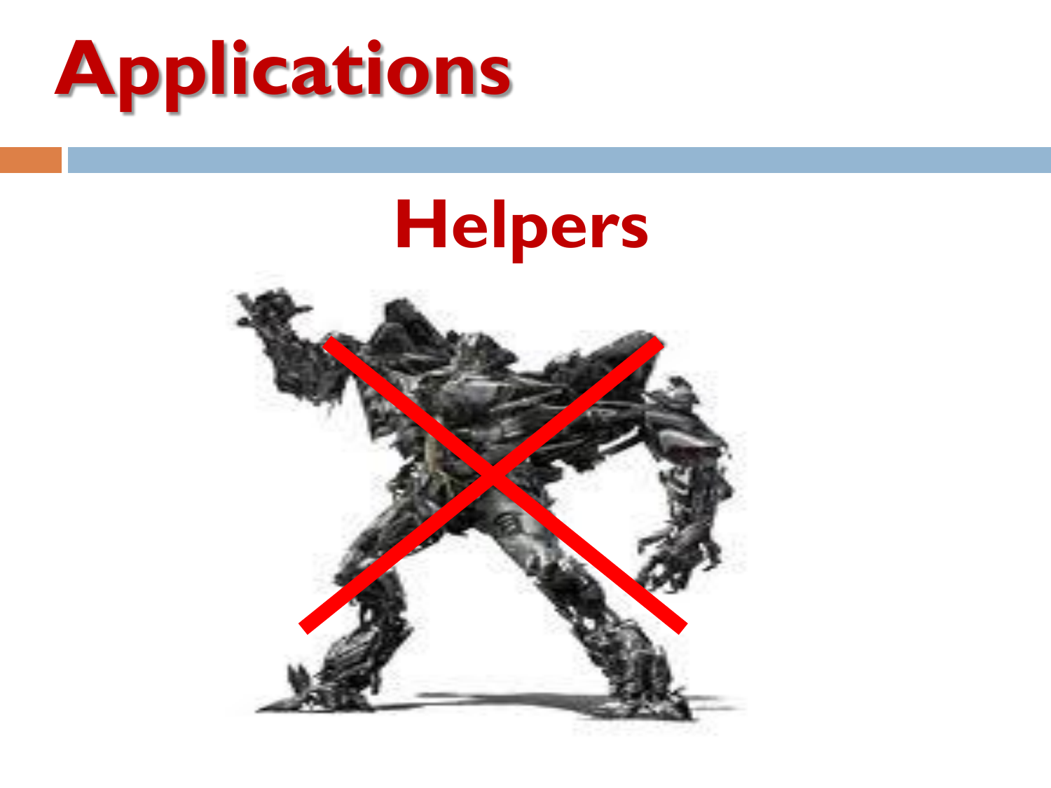# Applications

## Helpers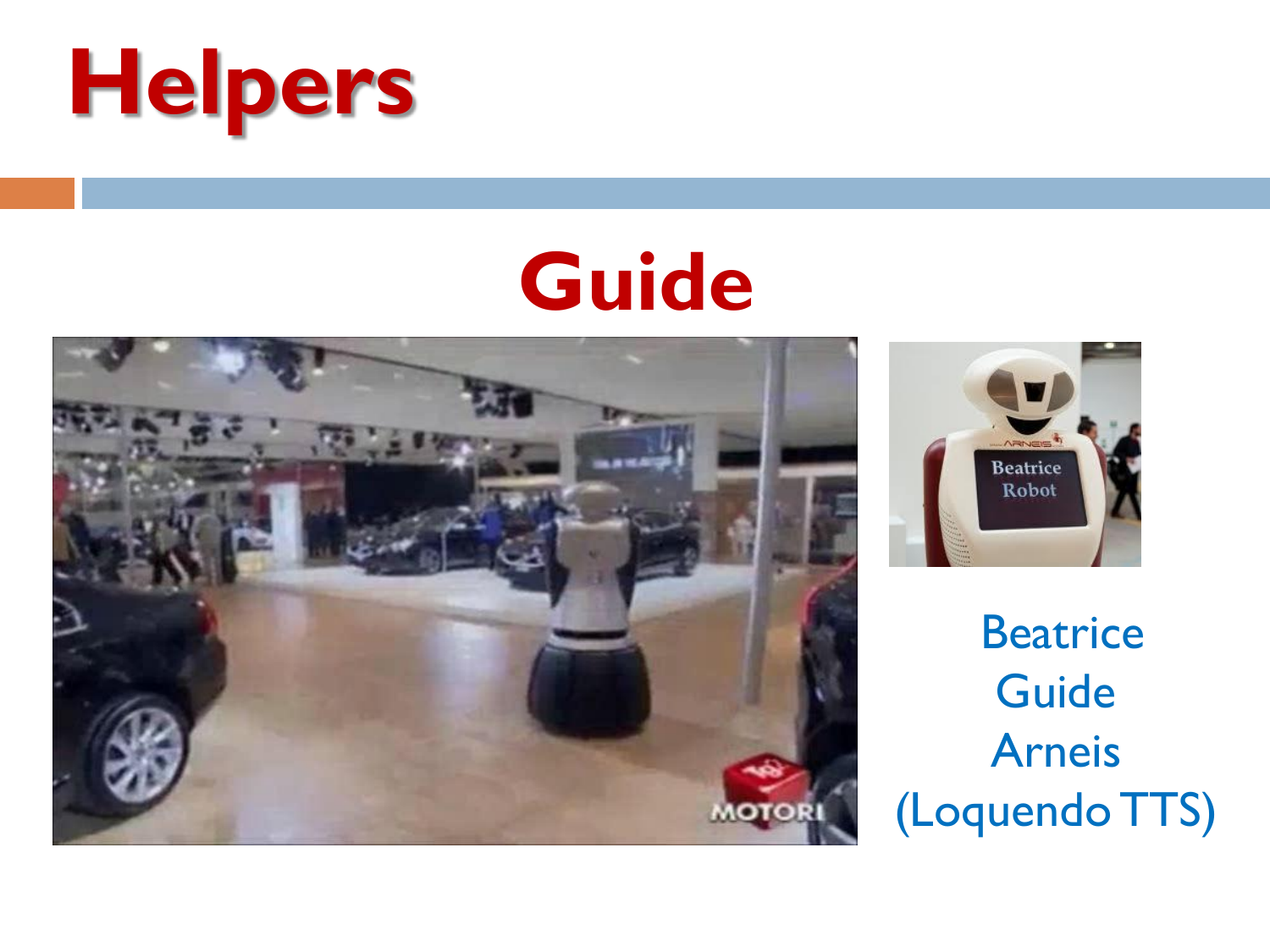# Helpers

## Guide

Beatrice
Guide
Arneis
(Loquendo TTS)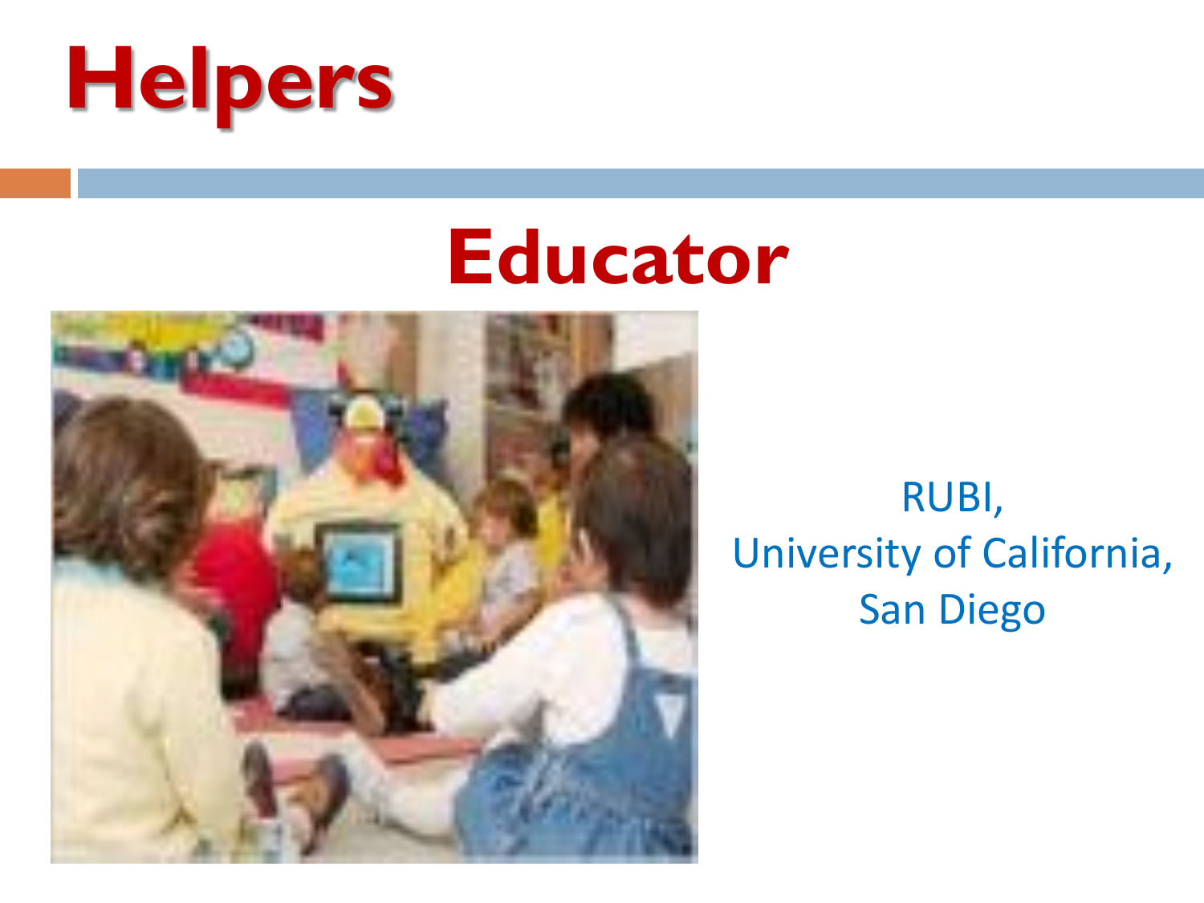# Helpers

## Educator

RUBI,
University of California,
San Diego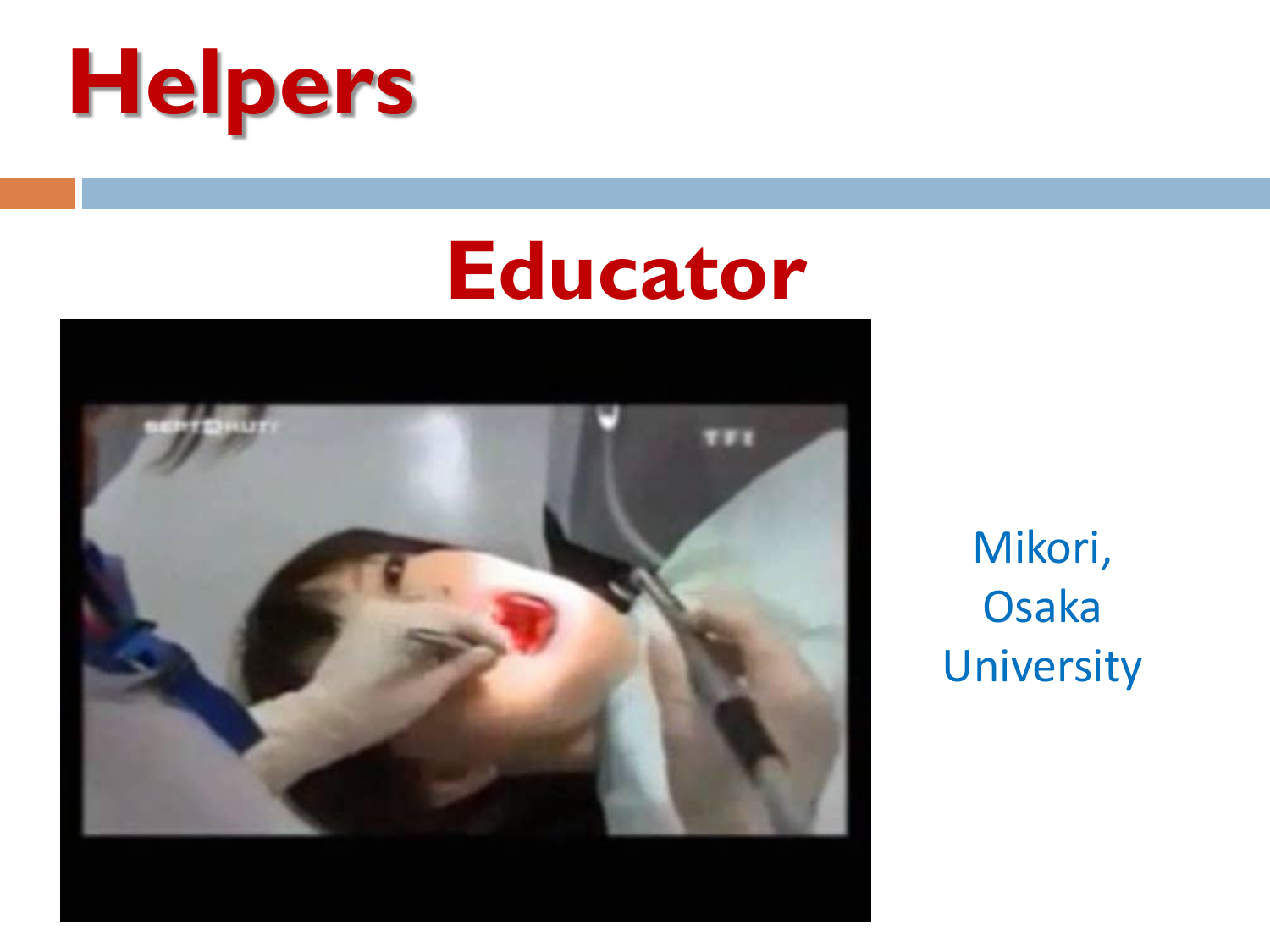# Helpers

## Educator

Mikori,
Osaka
University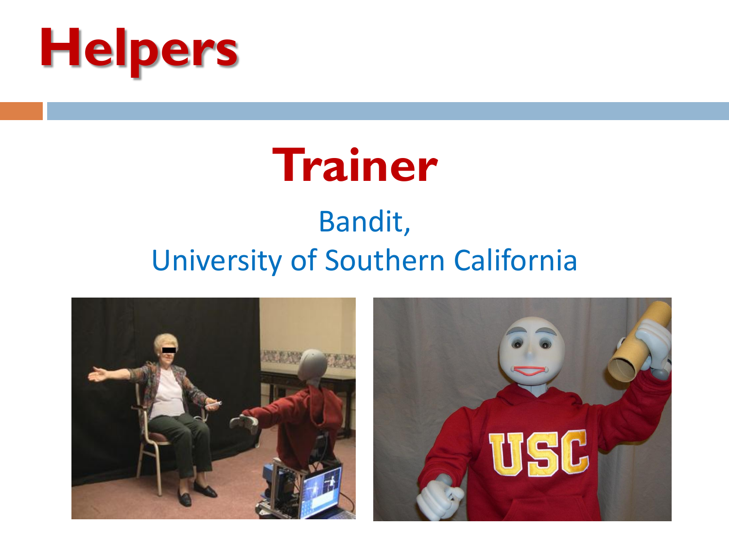# Helpers

## Trainer

Bandit,
University of Southern California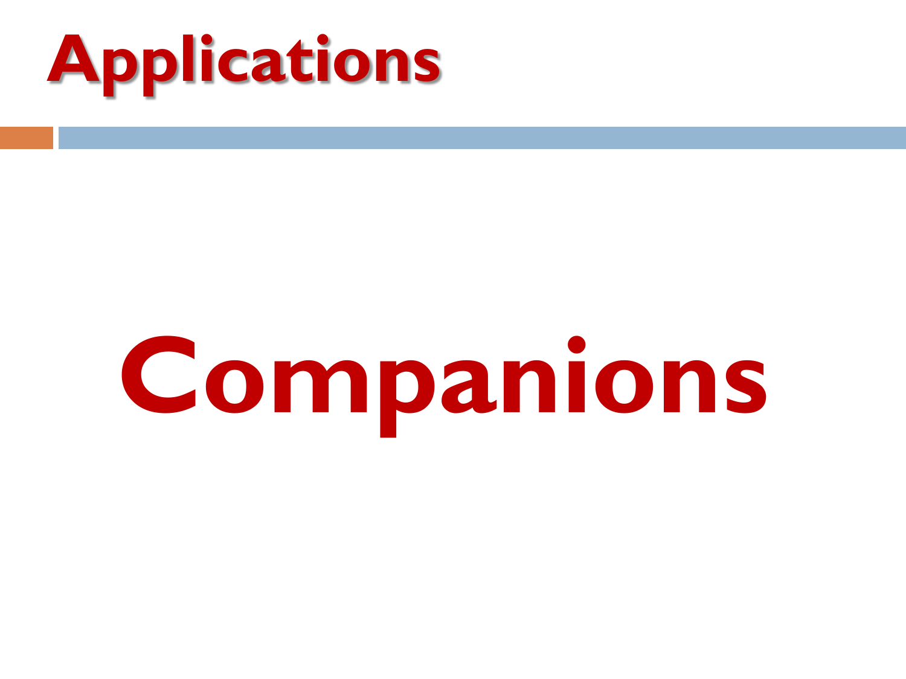# Applications

## Companions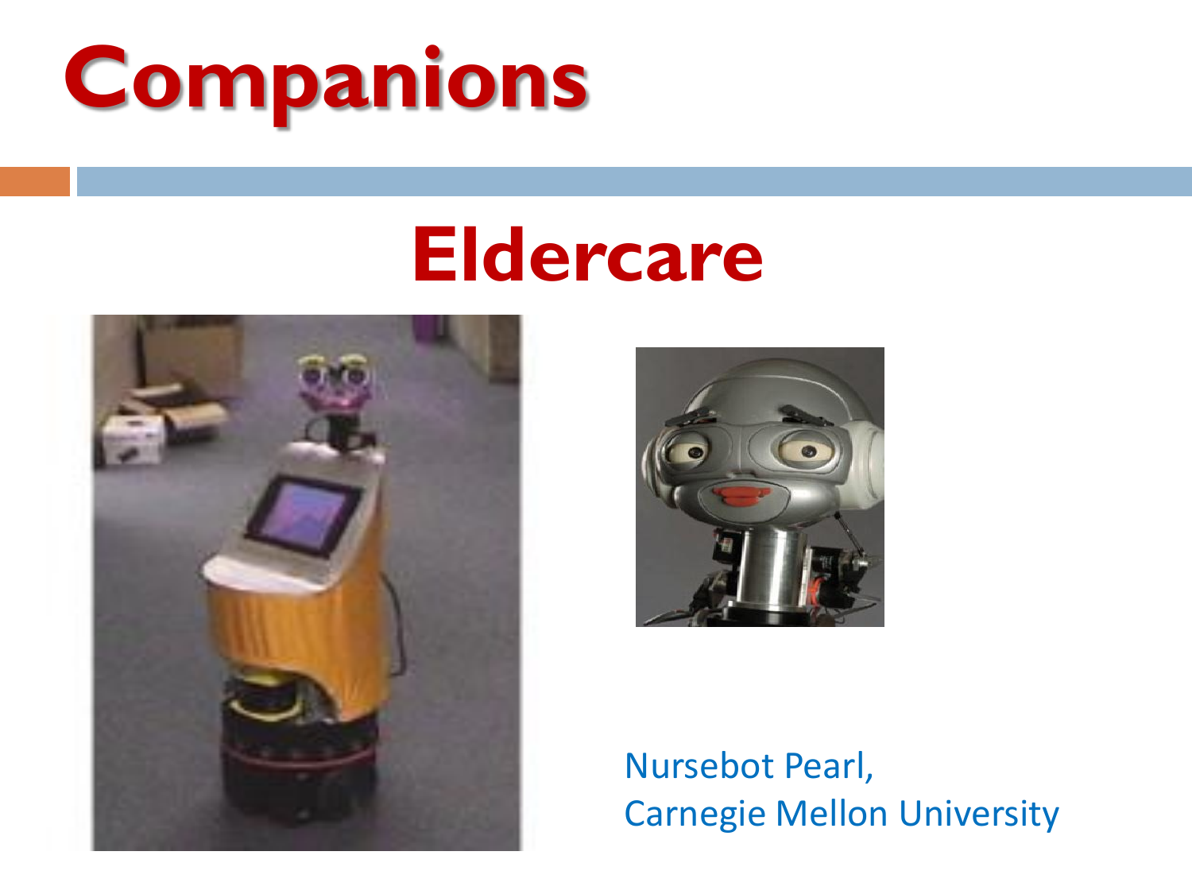# Companions

## Eldercare

Nursebot Pearl,
Carnegie Mellon University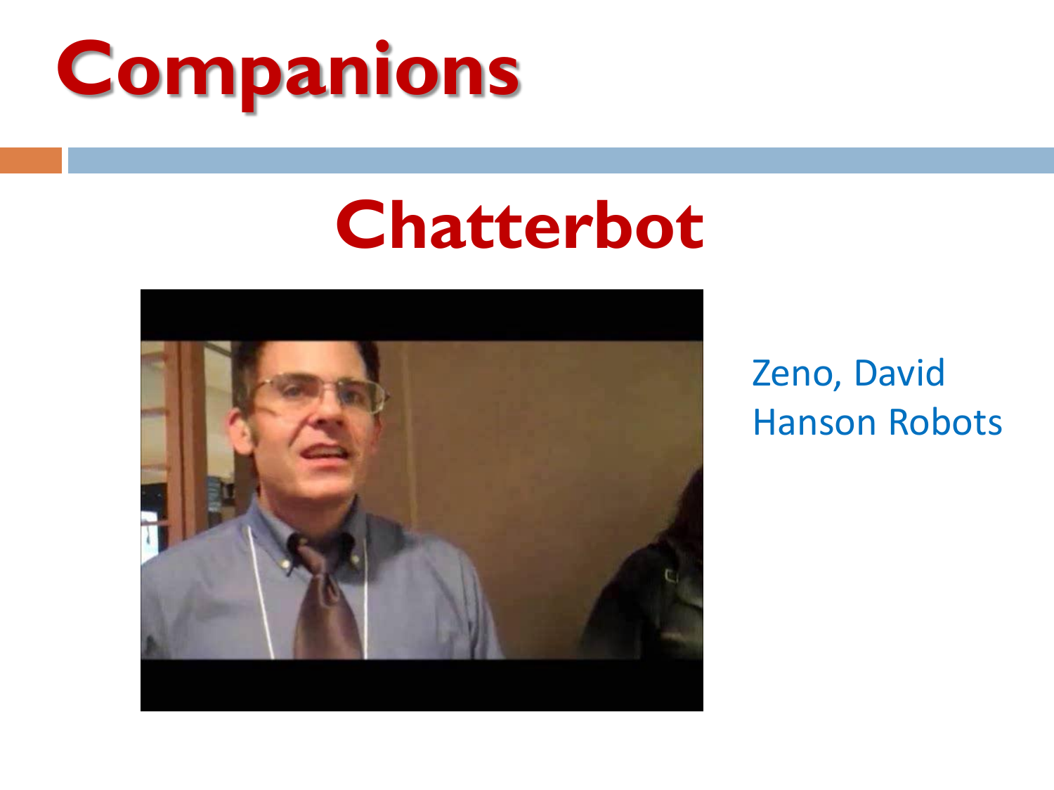# Companions

## Chatterbot

Zeno, David Hanson Robots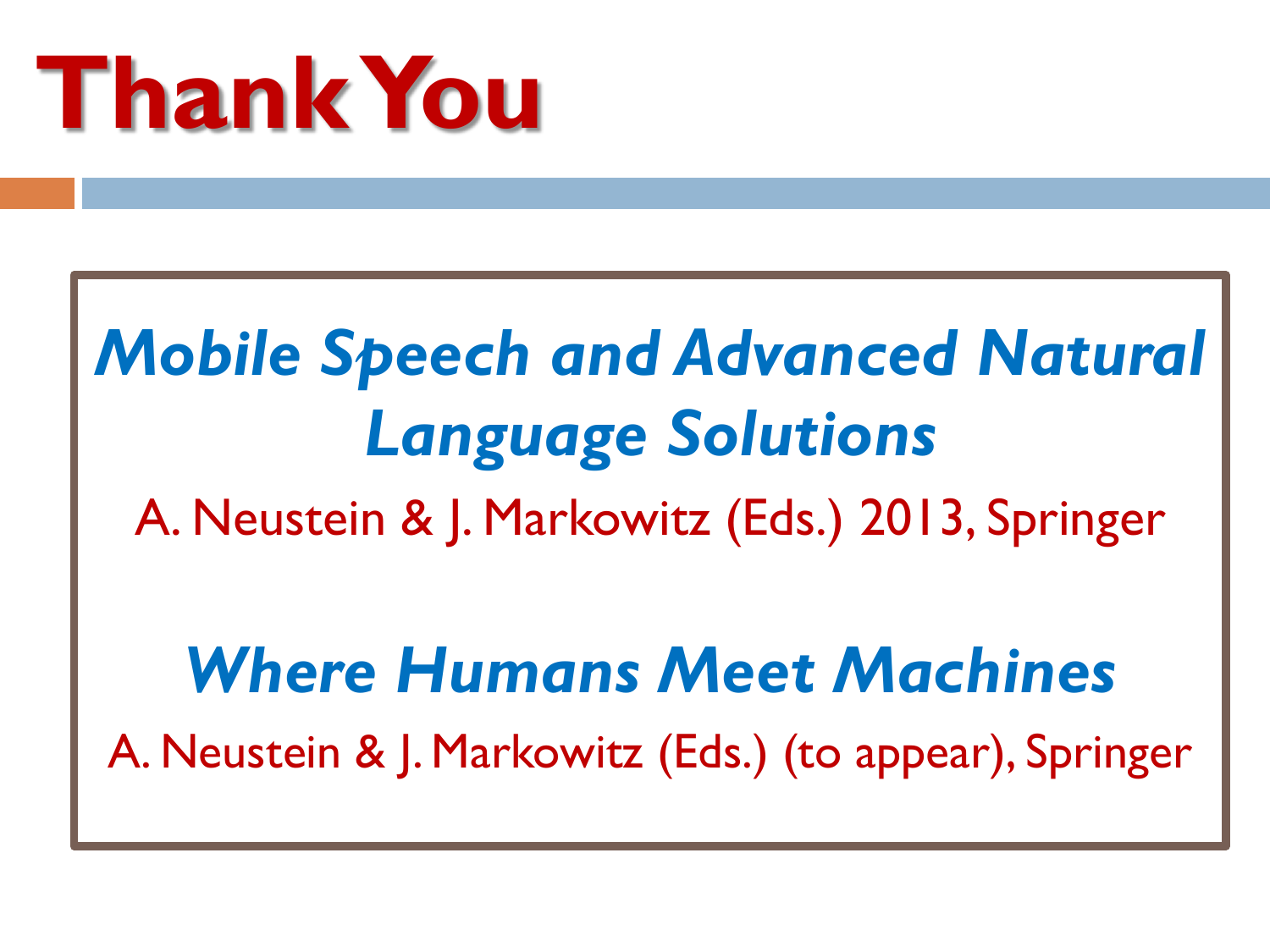# Thank You

***Mobile Speech and Advanced Natural Language Solutions***

A. Neustein & J. Markowitz (Eds.) 2013, Springer

***Where Humans Meet Machines***

A. Neustein & J. Markowitz (Eds.) (to appear), Springer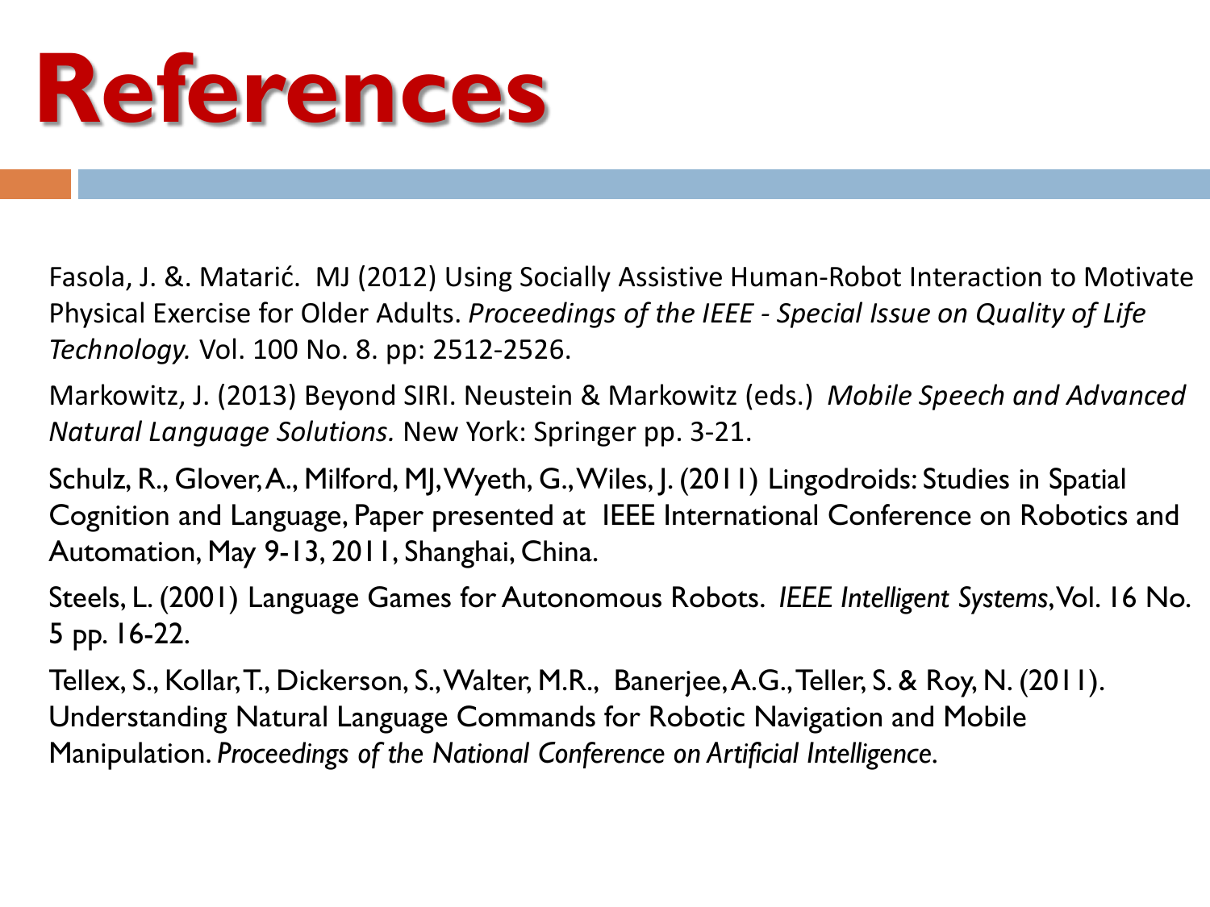# References

Fasola, J. &. Matarić.  MJ (2012) Using Socially Assistive Human-Robot Interaction to Motivate Physical Exercise for Older Adults. *Proceedings of the IEEE - Special Issue on Quality of Life Technology.* Vol. 100 No. 8. pp: 2512-2526.

Markowitz, J. (2013) Beyond SIRI. Neustein & Markowitz (eds.) *Mobile Speech and Advanced Natural Language Solutions.* New York: Springer pp. 3-21.

Schulz, R., Glover, A., Milford, MJ, Wyeth, G., Wiles, J. (2011) Lingodroids: Studies in Spatial Cognition and Language, Paper presented at IEEE International Conference on Robotics and Automation, May 9-13, 2011, Shanghai, China.

Steels, L. (2001) Language Games for Autonomous Robots. *IEEE Intelligent Systems*, Vol. 16 No. 5 pp. 16-22.

Tellex, S., Kollar, T., Dickerson, S., Walter, M.R., Banerjee, A.G., Teller, S. & Roy, N. (2011). Understanding Natural Language Commands for Robotic Navigation and Mobile Manipulation. *Proceedings of the National Conference on Artificial Intelligence.*